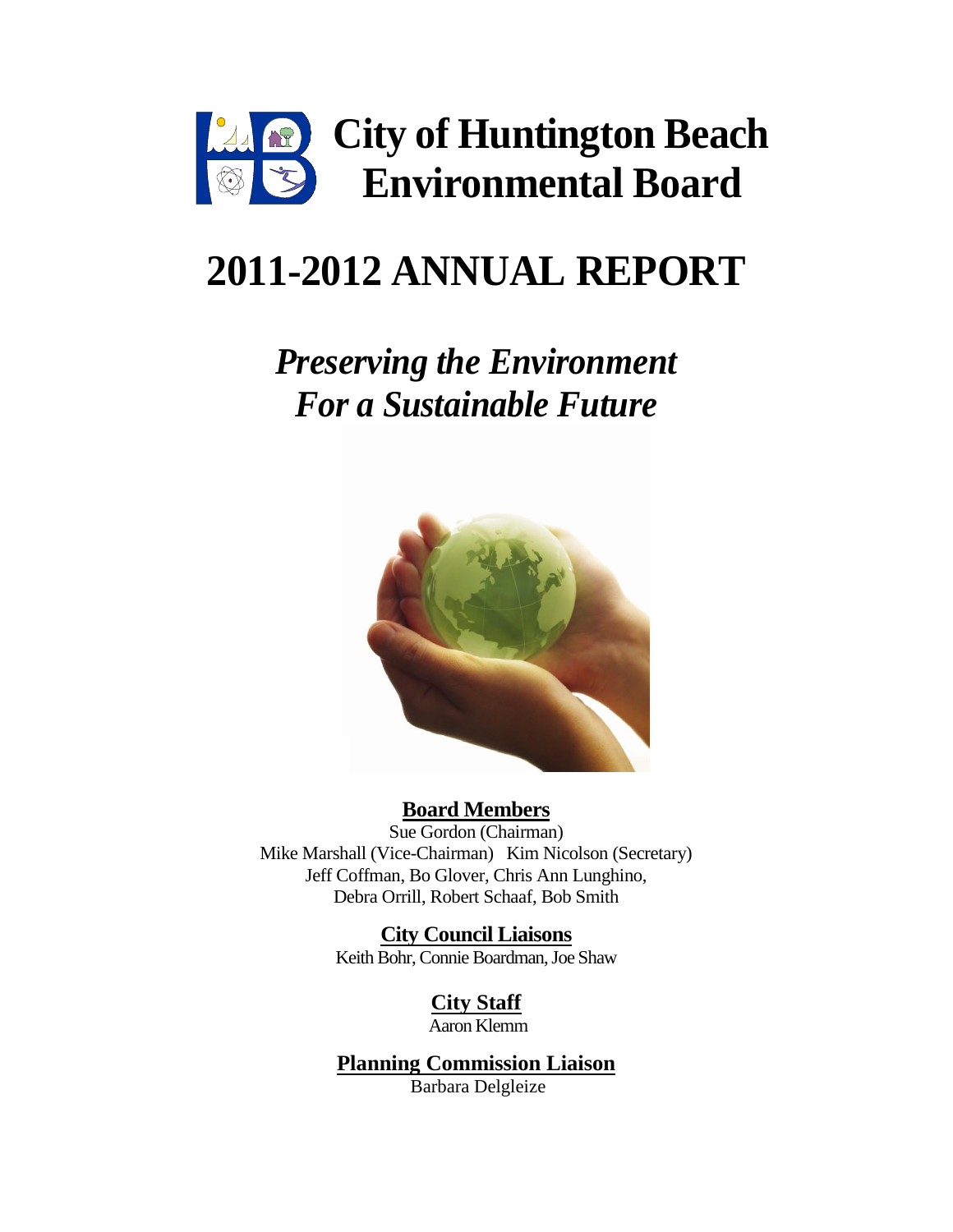# City of Huntington Beach Environmental Board

# 2011-2012 ANNUAL REPORT

## *Preserving the Environment For a Sustainable Future*

**Board Members**

Sue Gordon (Chairman)
Mike Marshall (Vice-Chairman) Kim Nicolson (Secretary)
Jeff Coffman, Bo Glover, Chris Ann Lunghino,
Debra Orrill, Robert Schaaf, Bob Smith

**City Council Liaisons**

Keith Bohr, Connie Boardman, Joe Shaw

**City Staff**

Aaron Klemm

**Planning Commission Liaison**

Barbara Delgleize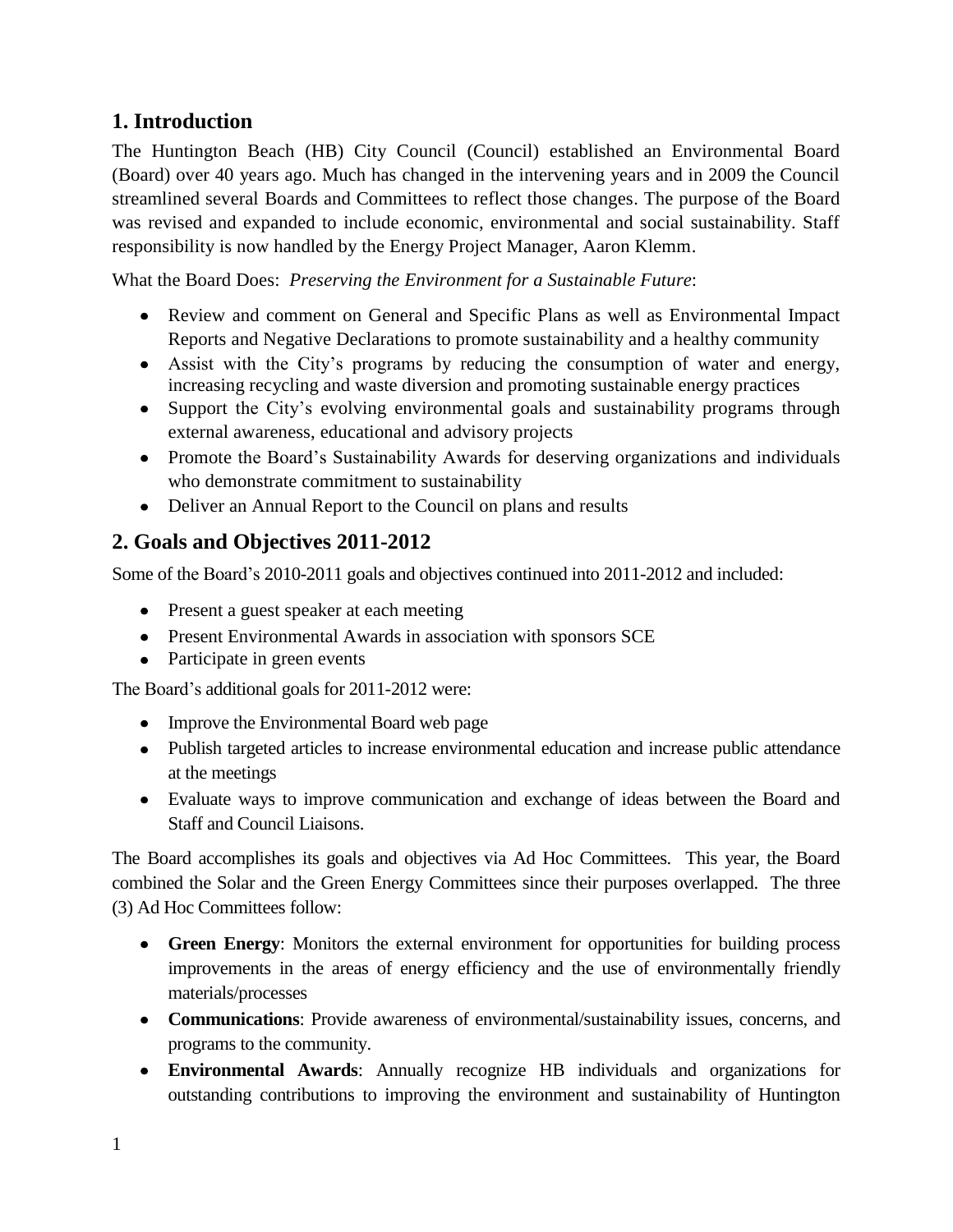## 1. Introduction

The Huntington Beach (HB) City Council (Council) established an Environmental Board (Board) over 40 years ago. Much has changed in the intervening years and in 2009 the Council streamlined several Boards and Committees to reflect those changes. The purpose of the Board was revised and expanded to include economic, environmental and social sustainability. Staff responsibility is now handled by the Energy Project Manager, Aaron Klemm.

What the Board Does: *Preserving the Environment for a Sustainable Future*:

- Review and comment on General and Specific Plans as well as Environmental Impact Reports and Negative Declarations to promote sustainability and a healthy community
- Assist with the City's programs by reducing the consumption of water and energy, increasing recycling and waste diversion and promoting sustainable energy practices
- Support the City's evolving environmental goals and sustainability programs through external awareness, educational and advisory projects
- Promote the Board's Sustainability Awards for deserving organizations and individuals who demonstrate commitment to sustainability
- Deliver an Annual Report to the Council on plans and results

## 2. Goals and Objectives 2011-2012

Some of the Board's 2010-2011 goals and objectives continued into 2011-2012 and included:

- Present a guest speaker at each meeting
- Present Environmental Awards in association with sponsors SCE
- Participate in green events

The Board's additional goals for 2011-2012 were:

- Improve the Environmental Board web page
- Publish targeted articles to increase environmental education and increase public attendance at the meetings
- Evaluate ways to improve communication and exchange of ideas between the Board and Staff and Council Liaisons.

The Board accomplishes its goals and objectives via Ad Hoc Committees. This year, the Board combined the Solar and the Green Energy Committees since their purposes overlapped. The three (3) Ad Hoc Committees follow:

- **Green Energy**: Monitors the external environment for opportunities for building process improvements in the areas of energy efficiency and the use of environmentally friendly materials/processes
- **Communications**: Provide awareness of environmental/sustainability issues, concerns, and programs to the community.
- **Environmental Awards**: Annually recognize HB individuals and organizations for outstanding contributions to improving the environment and sustainability of Huntington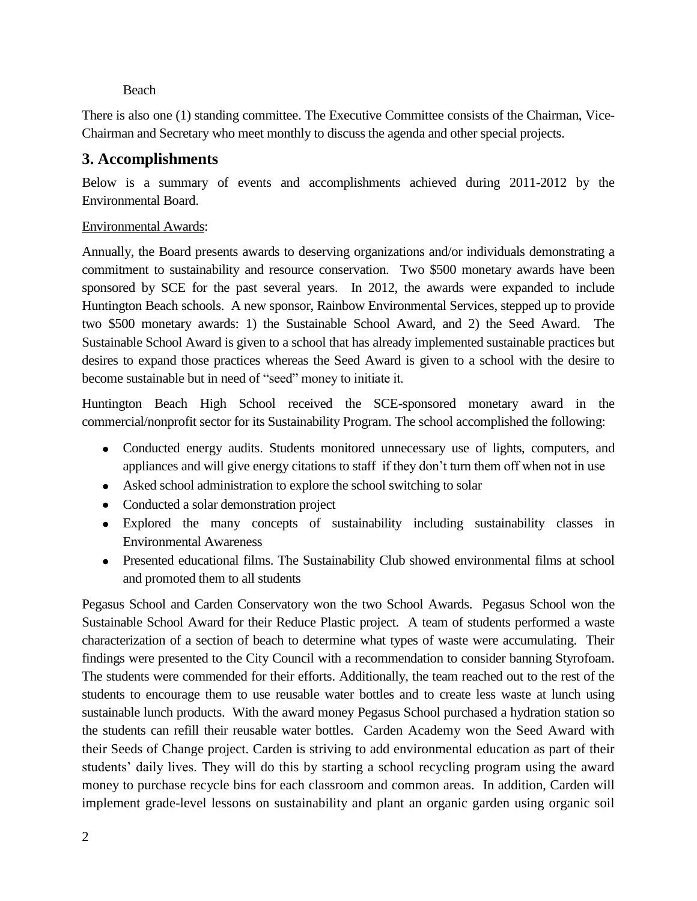Beach

There is also one (1) standing committee. The Executive Committee consists of the Chairman, Vice-Chairman and Secretary who meet monthly to discuss the agenda and other special projects.

## 3. Accomplishments

Below is a summary of events and accomplishments achieved during 2011-2012 by the Environmental Board.

Environmental Awards:

Annually, the Board presents awards to deserving organizations and/or individuals demonstrating a commitment to sustainability and resource conservation. Two $500 monetary awards have been sponsored by SCE for the past several years. In 2012, the awards were expanded to include Huntington Beach schools. A new sponsor, Rainbow Environmental Services, stepped up to provide two $500 monetary awards: 1) the Sustainable School Award, and 2) the Seed Award. The Sustainable School Award is given to a school that has already implemented sustainable practices but desires to expand those practices whereas the Seed Award is given to a school with the desire to become sustainable but in need of "seed" money to initiate it.

Huntington Beach High School received the SCE-sponsored monetary award in the commercial/nonprofit sector for its Sustainability Program. The school accomplished the following:

- Conducted energy audits. Students monitored unnecessary use of lights, computers, and appliances and will give energy citations to staff if they don't turn them off when not in use
- Asked school administration to explore the school switching to solar
- Conducted a solar demonstration project
- Explored the many concepts of sustainability including sustainability classes in Environmental Awareness
- Presented educational films. The Sustainability Club showed environmental films at school and promoted them to all students

Pegasus School and Carden Conservatory won the two School Awards. Pegasus School won the Sustainable School Award for their Reduce Plastic project. A team of students performed a waste characterization of a section of beach to determine what types of waste were accumulating. Their findings were presented to the City Council with a recommendation to consider banning Styrofoam. The students were commended for their efforts. Additionally, the team reached out to the rest of the students to encourage them to use reusable water bottles and to create less waste at lunch using sustainable lunch products. With the award money Pegasus School purchased a hydration station so the students can refill their reusable water bottles. Carden Academy won the Seed Award with their Seeds of Change project. Carden is striving to add environmental education as part of their students' daily lives. They will do this by starting a school recycling program using the award money to purchase recycle bins for each classroom and common areas. In addition, Carden will implement grade-level lessons on sustainability and plant an organic garden using organic soil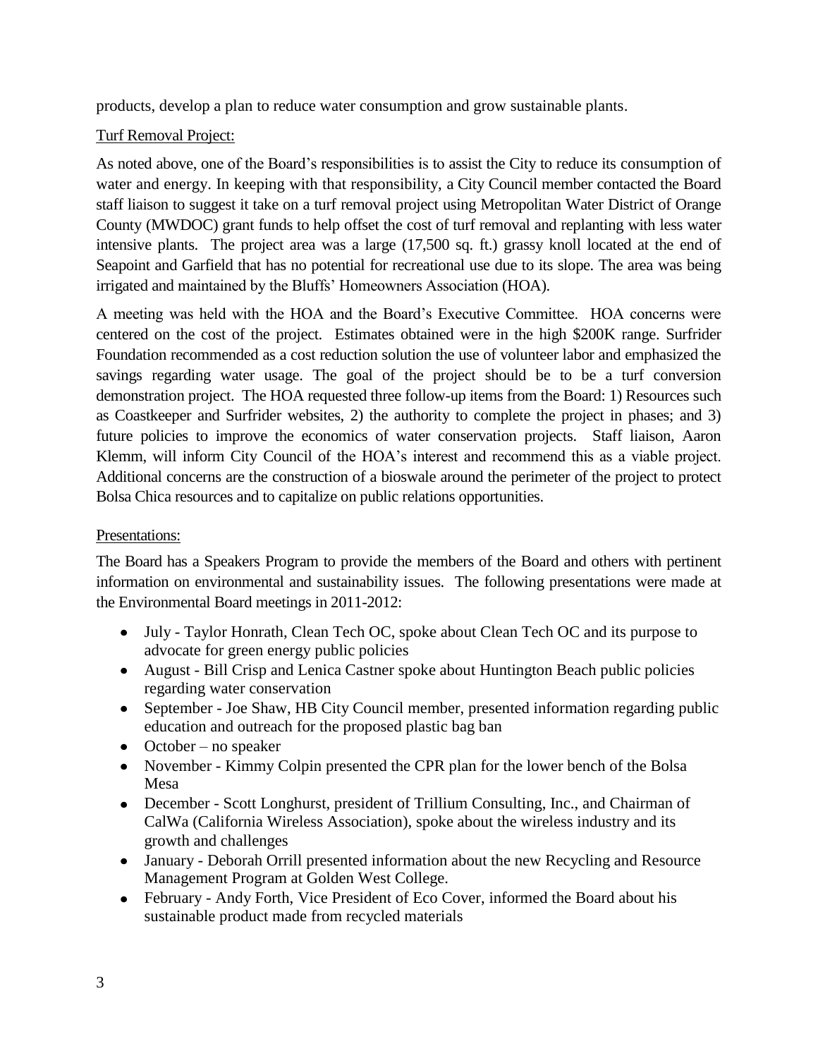products, develop a plan to reduce water consumption and grow sustainable plants.

Turf Removal Project:

As noted above, one of the Board's responsibilities is to assist the City to reduce its consumption of water and energy. In keeping with that responsibility, a City Council member contacted the Board staff liaison to suggest it take on a turf removal project using Metropolitan Water District of Orange County (MWDOC) grant funds to help offset the cost of turf removal and replanting with less water intensive plants. The project area was a large (17,500 sq. ft.) grassy knoll located at the end of Seapoint and Garfield that has no potential for recreational use due to its slope. The area was being irrigated and maintained by the Bluffs' Homeowners Association (HOA).

A meeting was held with the HOA and the Board's Executive Committee. HOA concerns were centered on the cost of the project. Estimates obtained were in the high $200K range. Surfrider Foundation recommended as a cost reduction solution the use of volunteer labor and emphasized the savings regarding water usage. The goal of the project should be to be a turf conversion demonstration project. The HOA requested three follow-up items from the Board: 1) Resources such as Coastkeeper and Surfrider websites, 2) the authority to complete the project in phases; and 3) future policies to improve the economics of water conservation projects. Staff liaison, Aaron Klemm, will inform City Council of the HOA's interest and recommend this as a viable project. Additional concerns are the construction of a bioswale around the perimeter of the project to protect Bolsa Chica resources and to capitalize on public relations opportunities.

Presentations:

The Board has a Speakers Program to provide the members of the Board and others with pertinent information on environmental and sustainability issues. The following presentations were made at the Environmental Board meetings in 2011-2012:

- July - Taylor Honrath, Clean Tech OC, spoke about Clean Tech OC and its purpose to advocate for green energy public policies
- August - Bill Crisp and Lenica Castner spoke about Huntington Beach public policies regarding water conservation
- September - Joe Shaw, HB City Council member, presented information regarding public education and outreach for the proposed plastic bag ban
- October – no speaker
- November - Kimmy Colpin presented the CPR plan for the lower bench of the Bolsa Mesa
- December - Scott Longhurst, president of Trillium Consulting, Inc., and Chairman of CalWa (California Wireless Association), spoke about the wireless industry and its growth and challenges
- January - Deborah Orrill presented information about the new Recycling and Resource Management Program at Golden West College.
- February - Andy Forth, Vice President of Eco Cover, informed the Board about his sustainable product made from recycled materials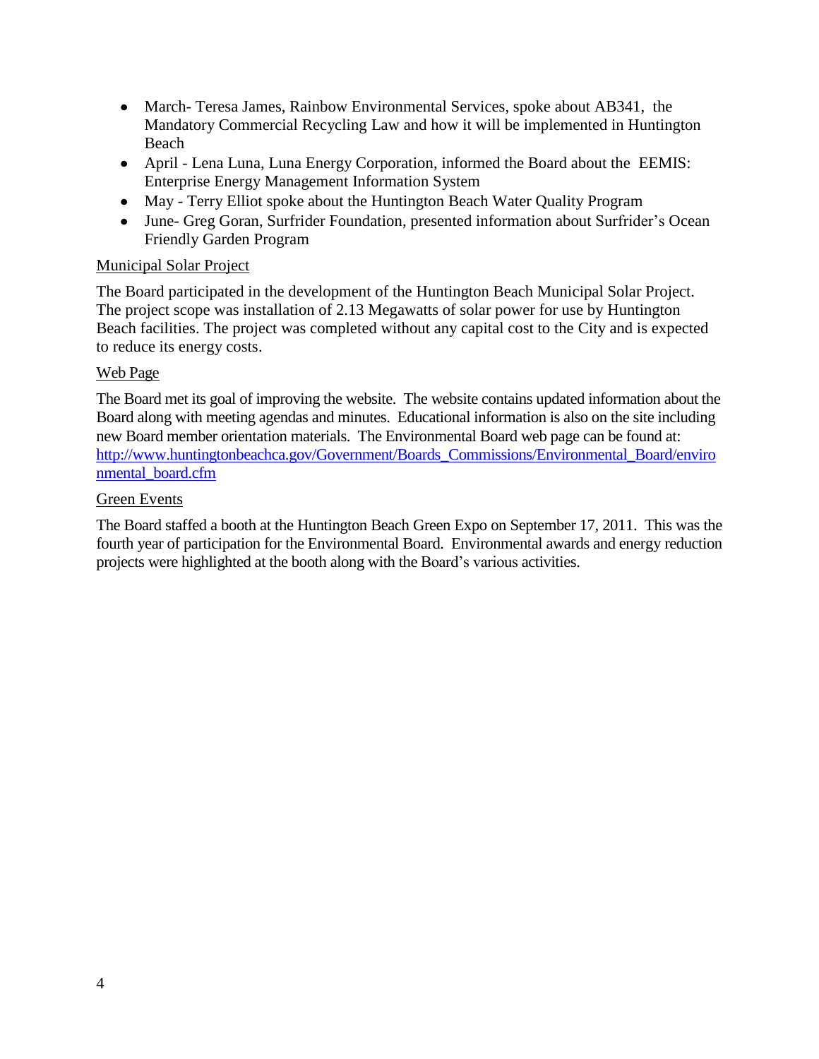- March- Teresa James, Rainbow Environmental Services, spoke about AB341, the Mandatory Commercial Recycling Law and how it will be implemented in Huntington Beach
- April - Lena Luna, Luna Energy Corporation, informed the Board about the EEMIS: Enterprise Energy Management Information System
- May - Terry Elliot spoke about the Huntington Beach Water Quality Program
- June- Greg Goran, Surfrider Foundation, presented information about Surfrider's Ocean Friendly Garden Program

Municipal Solar Project

The Board participated in the development of the Huntington Beach Municipal Solar Project. The project scope was installation of 2.13 Megawatts of solar power for use by Huntington Beach facilities. The project was completed without any capital cost to the City and is expected to reduce its energy costs.

Web Page

The Board met its goal of improving the website. The website contains updated information about the Board along with meeting agendas and minutes. Educational information is also on the site including new Board member orientation materials. The Environmental Board web page can be found at: [http://www.huntingtonbeachca.gov/Government/Boards_Commissions/Environmental_Board/environmental_board.cfm](http://www.huntingtonbeachca.gov/Government/Boards_Commissions/Environmental_Board/environmental_board.cfm)

Green Events

The Board staffed a booth at the Huntington Beach Green Expo on September 17, 2011. This was the fourth year of participation for the Environmental Board. Environmental awards and energy reduction projects were highlighted at the booth along with the Board's various activities.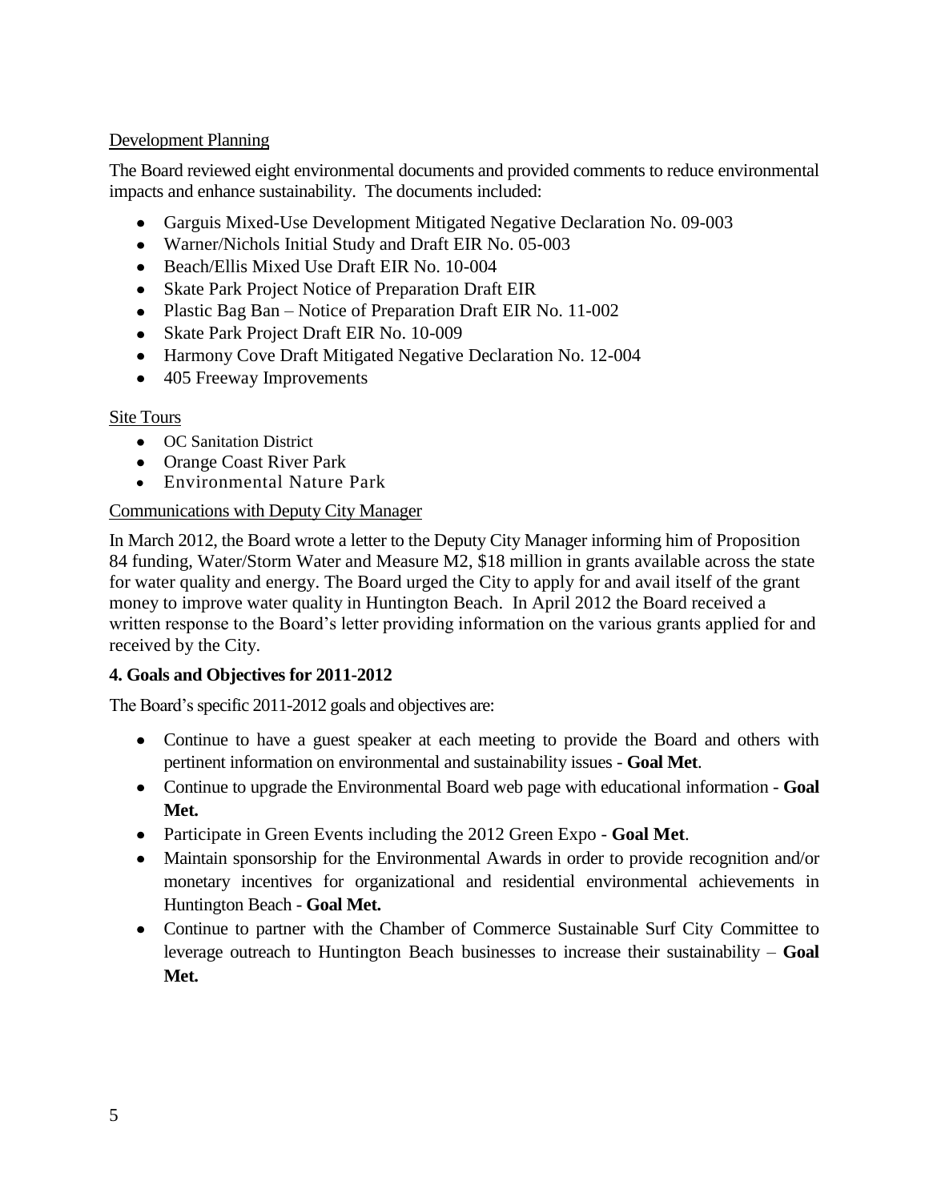Development Planning

The Board reviewed eight environmental documents and provided comments to reduce environmental impacts and enhance sustainability. The documents included:

- Garguis Mixed-Use Development Mitigated Negative Declaration No. 09-003
- Warner/Nichols Initial Study and Draft EIR No. 05-003
- Beach/Ellis Mixed Use Draft EIR No. 10-004
- Skate Park Project Notice of Preparation Draft EIR
- Plastic Bag Ban – Notice of Preparation Draft EIR No. 11-002
- Skate Park Project Draft EIR No. 10-009
- Harmony Cove Draft Mitigated Negative Declaration No. 12-004
- 405 Freeway Improvements

Site Tours

- OC Sanitation District
- Orange Coast River Park
- Environmental Nature Park

Communications with Deputy City Manager

In March 2012, the Board wrote a letter to the Deputy City Manager informing him of Proposition 84 funding, Water/Storm Water and Measure M2, $18 million in grants available across the state for water quality and energy. The Board urged the City to apply for and avail itself of the grant money to improve water quality in Huntington Beach. In April 2012 the Board received a written response to the Board's letter providing information on the various grants applied for and received by the City.

**4. Goals and Objectives for 2011-2012**

The Board's specific 2011-2012 goals and objectives are:

- Continue to have a guest speaker at each meeting to provide the Board and others with pertinent information on environmental and sustainability issues - **Goal Met**.
- Continue to upgrade the Environmental Board web page with educational information - **Goal Met.**
- Participate in Green Events including the 2012 Green Expo - **Goal Met**.
- Maintain sponsorship for the Environmental Awards in order to provide recognition and/or monetary incentives for organizational and residential environmental achievements in Huntington Beach - **Goal Met.**
- Continue to partner with the Chamber of Commerce Sustainable Surf City Committee to leverage outreach to Huntington Beach businesses to increase their sustainability – **Goal Met.**